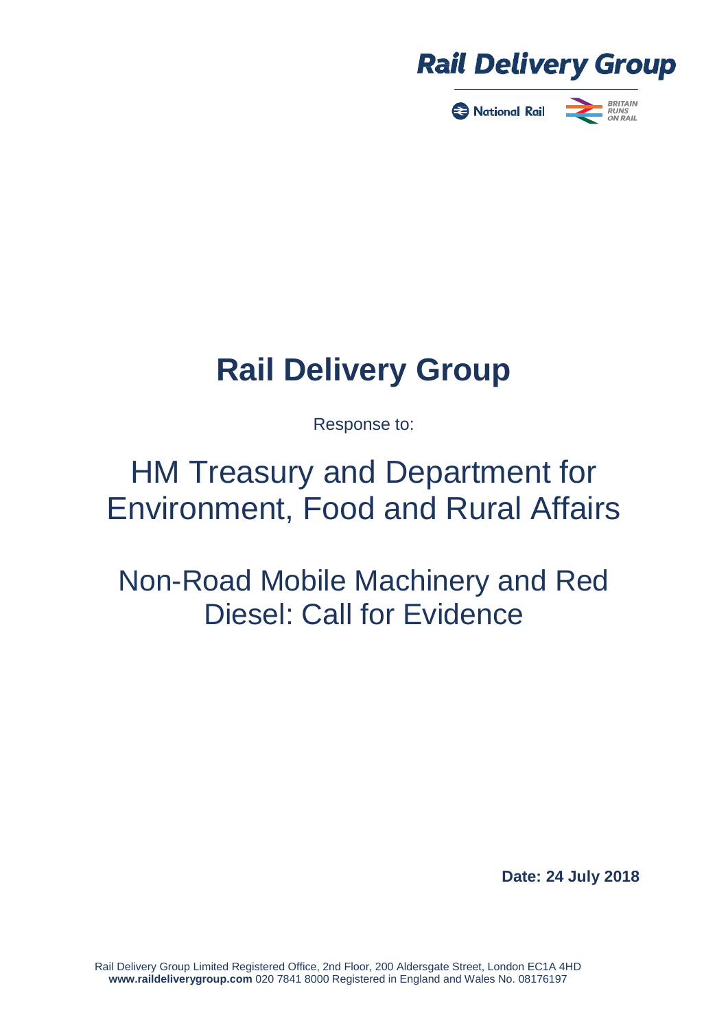Rail Delivery Group

National Rail

BRITAIN RUNS ON RAIL

# Rail Delivery Group

Response to:

## HM Treasury and Department for Environment, Food and Rural Affairs

## Non-Road Mobile Machinery and Red Diesel: Call for Evidence

**Date: 24 July 2018**

Rail Delivery Group Limited Registered Office, 2nd Floor, 200 Aldersgate Street, London EC1A 4HD
**www.raildeliverygroup.com** 020 7841 8000 Registered in England and Wales No. 08176197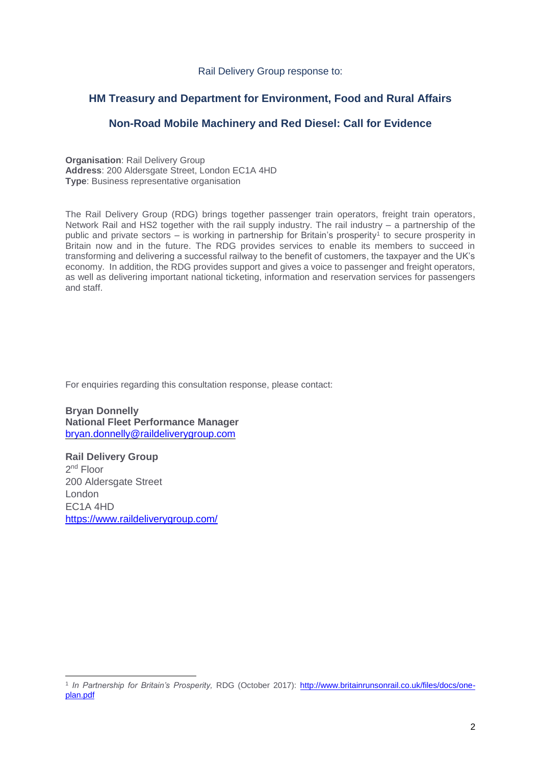Rail Delivery Group response to:

## HM Treasury and Department for Environment, Food and Rural Affairs

## Non-Road Mobile Machinery and Red Diesel: Call for Evidence

**Organisation**: Rail Delivery Group
**Address**: 200 Aldersgate Street, London EC1A 4HD
**Type**: Business representative organisation

The Rail Delivery Group (RDG) brings together passenger train operators, freight train operators, Network Rail and HS2 together with the rail supply industry. The rail industry – a partnership of the public and private sectors – is working in partnership for Britain's prosperity[1] to secure prosperity in Britain now and in the future. The RDG provides services to enable its members to succeed in transforming and delivering a successful railway to the benefit of customers, the taxpayer and the UK's economy. In addition, the RDG provides support and gives a voice to passenger and freight operators, as well as delivering important national ticketing, information and reservation services for passengers and staff.

For enquiries regarding this consultation response, please contact:

**Bryan Donnelly**
**National Fleet Performance Manager**
[bryan.donnelly@raildeliverygroup.com](mailto:bryan.donnelly@raildeliverygroup.com)

**Rail Delivery Group**
2nd Floor
200 Aldersgate Street
London
EC1A 4HD
[https://www.raildeliverygroup.com/](https://www.raildeliverygroup.com/)

[1] *In Partnership for Britain's Prosperity,* RDG (October 2017): [http://www.britainrunsonrail.co.uk/files/docs/one-plan.pdf](http://www.britainrunsonrail.co.uk/files/docs/one-plan.pdf)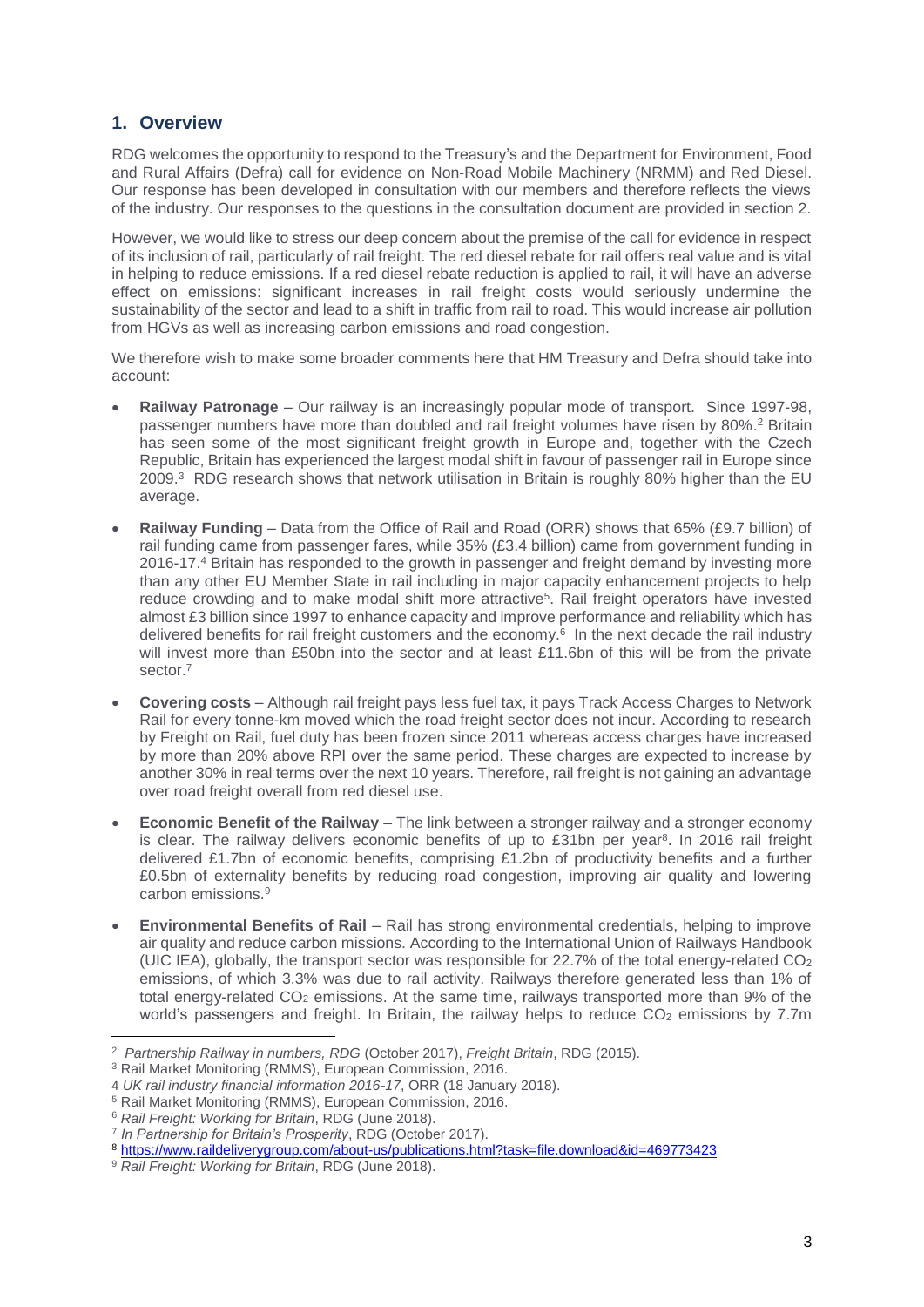## 1. Overview

RDG welcomes the opportunity to respond to the Treasury's and the Department for Environment, Food and Rural Affairs (Defra) call for evidence on Non-Road Mobile Machinery (NRMM) and Red Diesel. Our response has been developed in consultation with our members and therefore reflects the views of the industry. Our responses to the questions in the consultation document are provided in section 2.

However, we would like to stress our deep concern about the premise of the call for evidence in respect of its inclusion of rail, particularly of rail freight. The red diesel rebate for rail offers real value and is vital in helping to reduce emissions. If a red diesel rebate reduction is applied to rail, it will have an adverse effect on emissions: significant increases in rail freight costs would seriously undermine the sustainability of the sector and lead to a shift in traffic from rail to road. This would increase air pollution from HGVs as well as increasing carbon emissions and road congestion.

We therefore wish to make some broader comments here that HM Treasury and Defra should take into account:

- **Railway Patronage** – Our railway is an increasingly popular mode of transport. Since 1997-98, passenger numbers have more than doubled and rail freight volumes have risen by 80%.[2] Britain has seen some of the most significant freight growth in Europe and, together with the Czech Republic, Britain has experienced the largest modal shift in favour of passenger rail in Europe since 2009.[3] RDG research shows that network utilisation in Britain is roughly 80% higher than the EU average.
- **Railway Funding** – Data from the Office of Rail and Road (ORR) shows that 65% (£9.7 billion) of rail funding came from passenger fares, while 35% (£3.4 billion) came from government funding in 2016-17.[4] Britain has responded to the growth in passenger and freight demand by investing more than any other EU Member State in rail including in major capacity enhancement projects to help reduce crowding and to make modal shift more attractive[5]. Rail freight operators have invested almost £3 billion since 1997 to enhance capacity and improve performance and reliability which has delivered benefits for rail freight customers and the economy.[6] In the next decade the rail industry will invest more than £50bn into the sector and at least £11.6bn of this will be from the private sector.[7]
- **Covering costs** – Although rail freight pays less fuel tax, it pays Track Access Charges to Network Rail for every tonne-km moved which the road freight sector does not incur. According to research by Freight on Rail, fuel duty has been frozen since 2011 whereas access charges have increased by more than 20% above RPI over the same period. These charges are expected to increase by another 30% in real terms over the next 10 years. Therefore, rail freight is not gaining an advantage over road freight overall from red diesel use.
- **Economic Benefit of the Railway** – The link between a stronger railway and a stronger economy is clear. The railway delivers economic benefits of up to £31bn per year[8]. In 2016 rail freight delivered £1.7bn of economic benefits, comprising £1.2bn of productivity benefits and a further £0.5bn of externality benefits by reducing road congestion, improving air quality and lowering carbon emissions.[9]
- **Environmental Benefits of Rail** – Rail has strong environmental credentials, helping to improve air quality and reduce carbon missions. According to the International Union of Railways Handbook (UIC IEA), globally, the transport sector was responsible for 22.7% of the total energy-related $CO_2$ emissions, of which 3.3% was due to rail activity. Railways therefore generated less than 1% of total energy-related $CO_2$ emissions. At the same time, railways transported more than 9% of the world's passengers and freight. In Britain, the railway helps to reduce $CO_2$ emissions by 7.7m

---

[2] *Partnership Railway in numbers, RDG* (October 2017), *Freight Britain*, RDG (2015).
[3] Rail Market Monitoring (RMMS), European Commission, 2016.
[4] *UK rail industry financial information 2016-17*, ORR (18 January 2018).
[5] Rail Market Monitoring (RMMS), European Commission, 2016.
[6] *Rail Freight: Working for Britain*, RDG (June 2018).
[7] *In Partnership for Britain's Prosperity*, RDG (October 2017).
[8] https://www.raildeliverygroup.com/about-us/publications.html?task=file.download&id=469773423
[9] *Rail Freight: Working for Britain*, RDG (June 2018).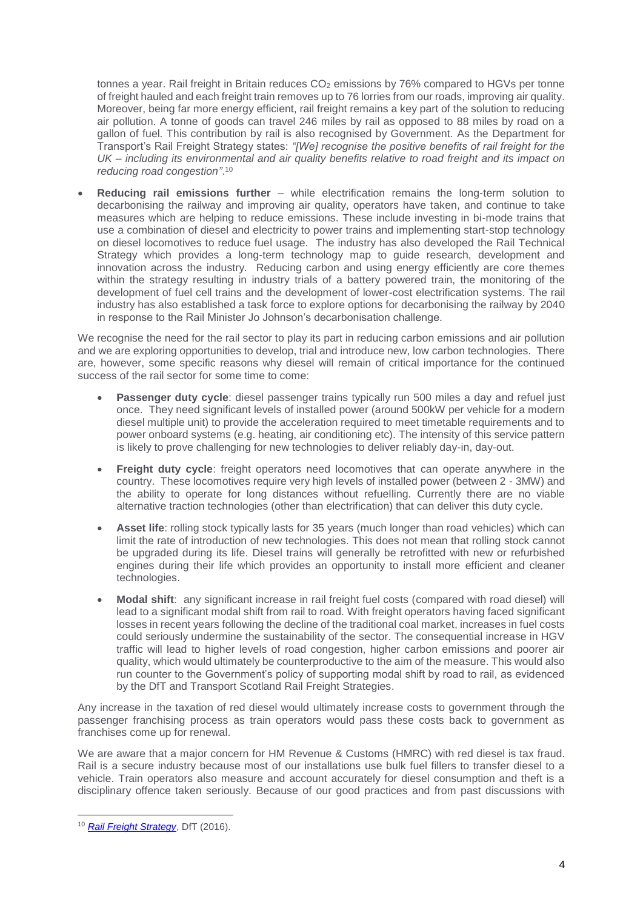tonnes a year. Rail freight in Britain reduces $CO_2$ emissions by 76% compared to HGVs per tonne of freight hauled and each freight train removes up to 76 lorries from our roads, improving air quality. Moreover, being far more energy efficient, rail freight remains a key part of the solution to reducing air pollution. A tonne of goods can travel 246 miles by rail as opposed to 88 miles by road on a gallon of fuel. This contribution by rail is also recognised by Government. As the Department for Transport's Rail Freight Strategy states: *"[We] recognise the positive benefits of rail freight for the UK – including its environmental and air quality benefits relative to road freight and its impact on reducing road congestion"*.[10]

- **Reducing rail emissions further** – while electrification remains the long-term solution to decarbonising the railway and improving air quality, operators have taken, and continue to take measures which are helping to reduce emissions. These include investing in bi-mode trains that use a combination of diesel and electricity to power trains and implementing start-stop technology on diesel locomotives to reduce fuel usage. The industry has also developed the Rail Technical Strategy which provides a long-term technology map to guide research, development and innovation across the industry. Reducing carbon and using energy efficiently are core themes within the strategy resulting in industry trials of a battery powered train, the monitoring of the development of fuel cell trains and the development of lower-cost electrification systems. The rail industry has also established a task force to explore options for decarbonising the railway by 2040 in response to the Rail Minister Jo Johnson's decarbonisation challenge.

We recognise the need for the rail sector to play its part in reducing carbon emissions and air pollution and we are exploring opportunities to develop, trial and introduce new, low carbon technologies. There are, however, some specific reasons why diesel will remain of critical importance for the continued success of the rail sector for some time to come:

- **Passenger duty cycle**: diesel passenger trains typically run 500 miles a day and refuel just once. They need significant levels of installed power (around 500kW per vehicle for a modern diesel multiple unit) to provide the acceleration required to meet timetable requirements and to power onboard systems (e.g. heating, air conditioning etc). The intensity of this service pattern is likely to prove challenging for new technologies to deliver reliably day-in, day-out.

- **Freight duty cycle**: freight operators need locomotives that can operate anywhere in the country. These locomotives require very high levels of installed power (between 2 - 3MW) and the ability to operate for long distances without refuelling. Currently there are no viable alternative traction technologies (other than electrification) that can deliver this duty cycle.

- **Asset life**: rolling stock typically lasts for 35 years (much longer than road vehicles) which can limit the rate of introduction of new technologies. This does not mean that rolling stock cannot be upgraded during its life. Diesel trains will generally be retrofitted with new or refurbished engines during their life which provides an opportunity to install more efficient and cleaner technologies.

- **Modal shift**: any significant increase in rail freight fuel costs (compared with road diesel) will lead to a significant modal shift from rail to road. With freight operators having faced significant losses in recent years following the decline of the traditional coal market, increases in fuel costs could seriously undermine the sustainability of the sector. The consequential increase in HGV traffic will lead to higher levels of road congestion, higher carbon emissions and poorer air quality, which would ultimately be counterproductive to the aim of the measure. This would also run counter to the Government's policy of supporting modal shift by road to rail, as evidenced by the DfT and Transport Scotland Rail Freight Strategies.

Any increase in the taxation of red diesel would ultimately increase costs to government through the passenger franchising process as train operators would pass these costs back to government as franchises come up for renewal.

We are aware that a major concern for HM Revenue & Customs (HMRC) with red diesel is tax fraud. Rail is a secure industry because most of our installations use bulk fuel fillers to transfer diesel to a vehicle. Train operators also measure and account accurately for diesel consumption and theft is a disciplinary offence taken seriously. Because of our good practices and from past discussions with

---

[10] *Rail Freight Strategy*, DfT (2016).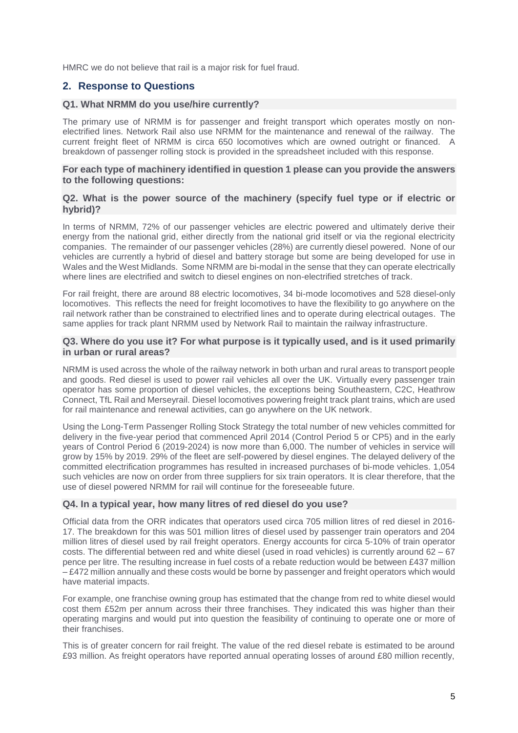HMRC we do not believe that rail is a major risk for fuel fraud.

## 2. Response to Questions

### Q1. What NRMM do you use/hire currently?

The primary use of NRMM is for passenger and freight transport which operates mostly on non-electrified lines. Network Rail also use NRMM for the maintenance and renewal of the railway. The current freight fleet of NRMM is circa 650 locomotives which are owned outright or financed. A breakdown of passenger rolling stock is provided in the spreadsheet included with this response.

### For each type of machinery identified in question 1 please can you provide the answers to the following questions:

### Q2. What is the power source of the machinery (specify fuel type or if electric or hybrid)?

In terms of NRMM, 72% of our passenger vehicles are electric powered and ultimately derive their energy from the national grid, either directly from the national grid itself or via the regional electricity companies. The remainder of our passenger vehicles (28%) are currently diesel powered. None of our vehicles are currently a hybrid of diesel and battery storage but some are being developed for use in Wales and the West Midlands. Some NRMM are bi-modal in the sense that they can operate electrically where lines are electrified and switch to diesel engines on non-electrified stretches of track.

For rail freight, there are around 88 electric locomotives, 34 bi-mode locomotives and 528 diesel-only locomotives. This reflects the need for freight locomotives to have the flexibility to go anywhere on the rail network rather than be constrained to electrified lines and to operate during electrical outages. The same applies for track plant NRMM used by Network Rail to maintain the railway infrastructure.

### Q3. Where do you use it? For what purpose is it typically used, and is it used primarily in urban or rural areas?

NRMM is used across the whole of the railway network in both urban and rural areas to transport people and goods. Red diesel is used to power rail vehicles all over the UK. Virtually every passenger train operator has some proportion of diesel vehicles, the exceptions being Southeastern, C2C, Heathrow Connect, TfL Rail and Merseyrail. Diesel locomotives powering freight track plant trains, which are used for rail maintenance and renewal activities, can go anywhere on the UK network.

Using the Long-Term Passenger Rolling Stock Strategy the total number of new vehicles committed for delivery in the five-year period that commenced April 2014 (Control Period 5 or CP5) and in the early years of Control Period 6 (2019-2024) is now more than 6,000. The number of vehicles in service will grow by 15% by 2019. 29% of the fleet are self-powered by diesel engines. The delayed delivery of the committed electrification programmes has resulted in increased purchases of bi-mode vehicles. 1,054 such vehicles are now on order from three suppliers for six train operators. It is clear therefore, that the use of diesel powered NRMM for rail will continue for the foreseeable future.

### Q4. In a typical year, how many litres of red diesel do you use?

Official data from the ORR indicates that operators used circa 705 million litres of red diesel in 2016-17. The breakdown for this was 501 million litres of diesel used by passenger train operators and 204 million litres of diesel used by rail freight operators. Energy accounts for circa 5-10% of train operator costs. The differential between red and white diesel (used in road vehicles) is currently around 62 – 67 pence per litre. The resulting increase in fuel costs of a rebate reduction would be between £437 million – £472 million annually and these costs would be borne by passenger and freight operators which would have material impacts.

For example, one franchise owning group has estimated that the change from red to white diesel would cost them £52m per annum across their three franchises. They indicated this was higher than their operating margins and would put into question the feasibility of continuing to operate one or more of their franchises.

This is of greater concern for rail freight. The value of the red diesel rebate is estimated to be around £93 million. As freight operators have reported annual operating losses of around £80 million recently,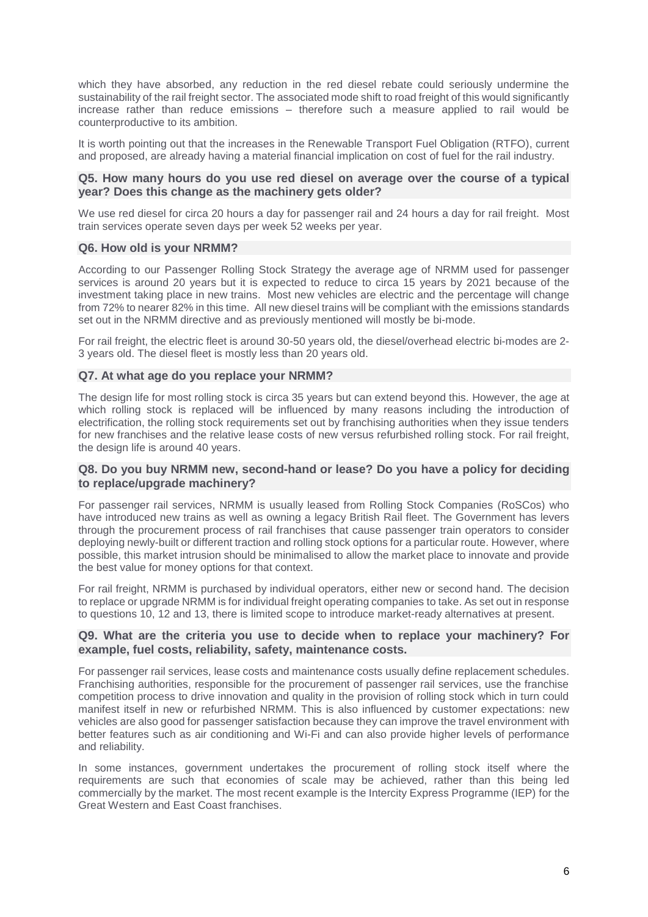which they have absorbed, any reduction in the red diesel rebate could seriously undermine the sustainability of the rail freight sector. The associated mode shift to road freight of this would significantly increase rather than reduce emissions – therefore such a measure applied to rail would be counterproductive to its ambition.

It is worth pointing out that the increases in the Renewable Transport Fuel Obligation (RTFO), current and proposed, are already having a material financial implication on cost of fuel for the rail industry.

### Q5. How many hours do you use red diesel on average over the course of a typical year? Does this change as the machinery gets older?

We use red diesel for circa 20 hours a day for passenger rail and 24 hours a day for rail freight. Most train services operate seven days per week 52 weeks per year.

### Q6. How old is your NRMM?

According to our Passenger Rolling Stock Strategy the average age of NRMM used for passenger services is around 20 years but it is expected to reduce to circa 15 years by 2021 because of the investment taking place in new trains. Most new vehicles are electric and the percentage will change from 72% to nearer 82% in this time. All new diesel trains will be compliant with the emissions standards set out in the NRMM directive and as previously mentioned will mostly be bi-mode.

For rail freight, the electric fleet is around 30-50 years old, the diesel/overhead electric bi-modes are 2-3 years old. The diesel fleet is mostly less than 20 years old.

### Q7. At what age do you replace your NRMM?

The design life for most rolling stock is circa 35 years but can extend beyond this. However, the age at which rolling stock is replaced will be influenced by many reasons including the introduction of electrification, the rolling stock requirements set out by franchising authorities when they issue tenders for new franchises and the relative lease costs of new versus refurbished rolling stock. For rail freight, the design life is around 40 years.

### Q8. Do you buy NRMM new, second-hand or lease? Do you have a policy for deciding to replace/upgrade machinery?

For passenger rail services, NRMM is usually leased from Rolling Stock Companies (RoSCos) who have introduced new trains as well as owning a legacy British Rail fleet. The Government has levers through the procurement process of rail franchises that cause passenger train operators to consider deploying newly-built or different traction and rolling stock options for a particular route. However, where possible, this market intrusion should be minimalised to allow the market place to innovate and provide the best value for money options for that context.

For rail freight, NRMM is purchased by individual operators, either new or second hand. The decision to replace or upgrade NRMM is for individual freight operating companies to take. As set out in response to questions 10, 12 and 13, there is limited scope to introduce market-ready alternatives at present.

### Q9. What are the criteria you use to decide when to replace your machinery? For example, fuel costs, reliability, safety, maintenance costs.

For passenger rail services, lease costs and maintenance costs usually define replacement schedules. Franchising authorities, responsible for the procurement of passenger rail services, use the franchise competition process to drive innovation and quality in the provision of rolling stock which in turn could manifest itself in new or refurbished NRMM. This is also influenced by customer expectations: new vehicles are also good for passenger satisfaction because they can improve the travel environment with better features such as air conditioning and Wi-Fi and can also provide higher levels of performance and reliability.

In some instances, government undertakes the procurement of rolling stock itself where the requirements are such that economies of scale may be achieved, rather than this being led commercially by the market. The most recent example is the Intercity Express Programme (IEP) for the Great Western and East Coast franchises.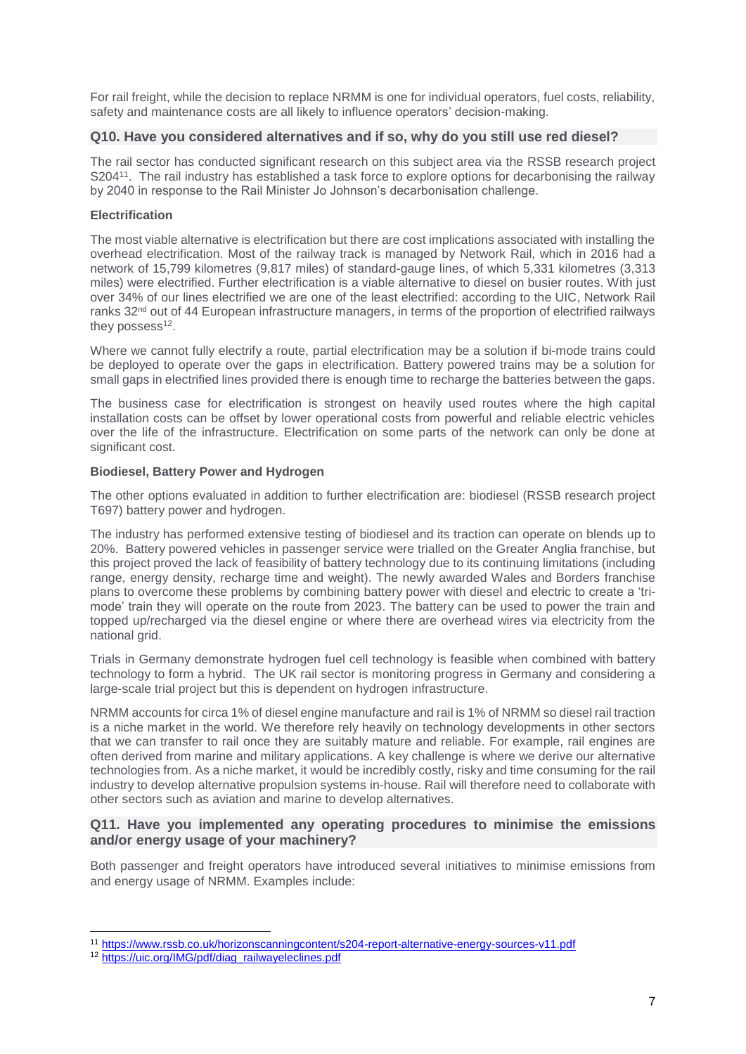For rail freight, while the decision to replace NRMM is one for individual operators, fuel costs, reliability, safety and maintenance costs are all likely to influence operators' decision-making.

### Q10. Have you considered alternatives and if so, why do you still use red diesel?

The rail sector has conducted significant research on this subject area via the RSSB research project S204[11]. The rail industry has established a task force to explore options for decarbonising the railway by 2040 in response to the Rail Minister Jo Johnson's decarbonisation challenge.

**Electrification**

The most viable alternative is electrification but there are cost implications associated with installing the overhead electrification. Most of the railway track is managed by Network Rail, which in 2016 had a network of 15,799 kilometres (9,817 miles) of standard-gauge lines, of which 5,331 kilometres (3,313 miles) were electrified. Further electrification is a viable alternative to diesel on busier routes. With just over 34% of our lines electrified we are one of the least electrified: according to the UIC, Network Rail ranks 32nd out of 44 European infrastructure managers, in terms of the proportion of electrified railways they possess[12].

Where we cannot fully electrify a route, partial electrification may be a solution if bi-mode trains could be deployed to operate over the gaps in electrification. Battery powered trains may be a solution for small gaps in electrified lines provided there is enough time to recharge the batteries between the gaps.

The business case for electrification is strongest on heavily used routes where the high capital installation costs can be offset by lower operational costs from powerful and reliable electric vehicles over the life of the infrastructure. Electrification on some parts of the network can only be done at significant cost.

**Biodiesel, Battery Power and Hydrogen**

The other options evaluated in addition to further electrification are: biodiesel (RSSB research project T697) battery power and hydrogen.

The industry has performed extensive testing of biodiesel and its traction can operate on blends up to 20%. Battery powered vehicles in passenger service were trialled on the Greater Anglia franchise, but this project proved the lack of feasibility of battery technology due to its continuing limitations (including range, energy density, recharge time and weight). The newly awarded Wales and Borders franchise plans to overcome these problems by combining battery power with diesel and electric to create a 'tri-mode' train they will operate on the route from 2023. The battery can be used to power the train and topped up/recharged via the diesel engine or where there are overhead wires via electricity from the national grid.

Trials in Germany demonstrate hydrogen fuel cell technology is feasible when combined with battery technology to form a hybrid. The UK rail sector is monitoring progress in Germany and considering a large-scale trial project but this is dependent on hydrogen infrastructure.

NRMM accounts for circa 1% of diesel engine manufacture and rail is 1% of NRMM so diesel rail traction is a niche market in the world. We therefore rely heavily on technology developments in other sectors that we can transfer to rail once they are suitably mature and reliable. For example, rail engines are often derived from marine and military applications. A key challenge is where we derive our alternative technologies from. As a niche market, it would be incredibly costly, risky and time consuming for the rail industry to develop alternative propulsion systems in-house. Rail will therefore need to collaborate with other sectors such as aviation and marine to develop alternatives.

### Q11. Have you implemented any operating procedures to minimise the emissions and/or energy usage of your machinery?

Both passenger and freight operators have introduced several initiatives to minimise emissions from and energy usage of NRMM. Examples include:

---

[11] https://www.rssb.co.uk/horizonscanningcontent/s204-report-alternative-energy-sources-v11.pdf

[12] https://uic.org/IMG/pdf/diag_railwayeleclines.pdf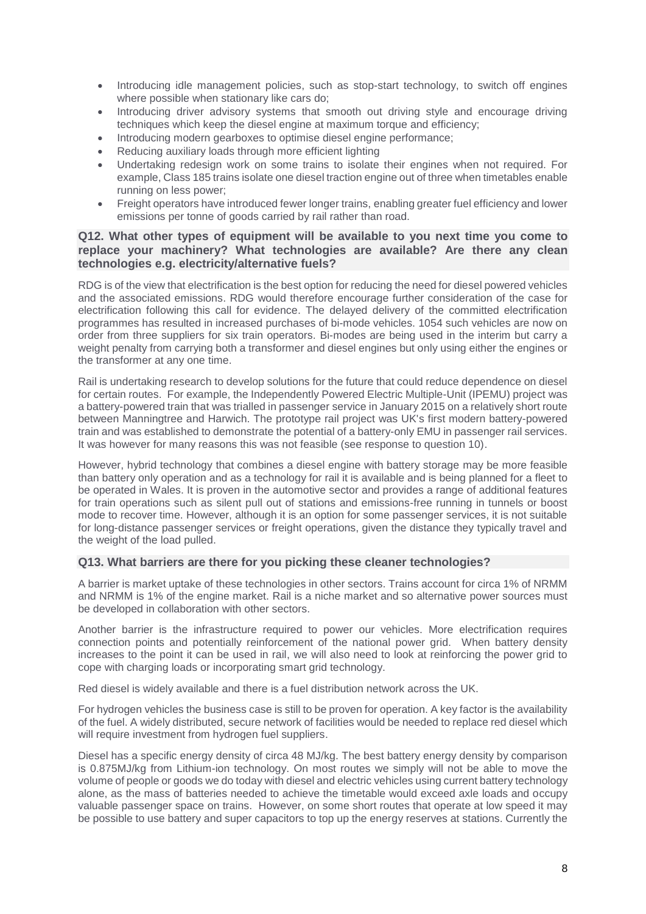- Introducing idle management policies, such as stop-start technology, to switch off engines where possible when stationary like cars do;
- Introducing driver advisory systems that smooth out driving style and encourage driving techniques which keep the diesel engine at maximum torque and efficiency;
- Introducing modern gearboxes to optimise diesel engine performance;
- Reducing auxiliary loads through more efficient lighting
- Undertaking redesign work on some trains to isolate their engines when not required. For example, Class 185 trains isolate one diesel traction engine out of three when timetables enable running on less power;
- Freight operators have introduced fewer longer trains, enabling greater fuel efficiency and lower emissions per tonne of goods carried by rail rather than road.

### Q12. What other types of equipment will be available to you next time you come to replace your machinery? What technologies are available? Are there any clean technologies e.g. electricity/alternative fuels?

RDG is of the view that electrification is the best option for reducing the need for diesel powered vehicles and the associated emissions. RDG would therefore encourage further consideration of the case for electrification following this call for evidence. The delayed delivery of the committed electrification programmes has resulted in increased purchases of bi-mode vehicles. 1054 such vehicles are now on order from three suppliers for six train operators. Bi-modes are being used in the interim but carry a weight penalty from carrying both a transformer and diesel engines but only using either the engines or the transformer at any one time.

Rail is undertaking research to develop solutions for the future that could reduce dependence on diesel for certain routes. For example, the Independently Powered Electric Multiple-Unit (IPEMU) project was a battery-powered train that was trialled in passenger service in January 2015 on a relatively short route between Manningtree and Harwich. The prototype rail project was UK's first modern battery-powered train and was established to demonstrate the potential of a battery-only EMU in passenger rail services. It was however for many reasons this was not feasible (see response to question 10).

However, hybrid technology that combines a diesel engine with battery storage may be more feasible than battery only operation and as a technology for rail it is available and is being planned for a fleet to be operated in Wales. It is proven in the automotive sector and provides a range of additional features for train operations such as silent pull out of stations and emissions-free running in tunnels or boost mode to recover time. However, although it is an option for some passenger services, it is not suitable for long-distance passenger services or freight operations, given the distance they typically travel and the weight of the load pulled.

### Q13. What barriers are there for you picking these cleaner technologies?

A barrier is market uptake of these technologies in other sectors. Trains account for circa 1% of NRMM and NRMM is 1% of the engine market. Rail is a niche market and so alternative power sources must be developed in collaboration with other sectors.

Another barrier is the infrastructure required to power our vehicles. More electrification requires connection points and potentially reinforcement of the national power grid. When battery density increases to the point it can be used in rail, we will also need to look at reinforcing the power grid to cope with charging loads or incorporating smart grid technology.

Red diesel is widely available and there is a fuel distribution network across the UK.

For hydrogen vehicles the business case is still to be proven for operation. A key factor is the availability of the fuel. A widely distributed, secure network of facilities would be needed to replace red diesel which will require investment from hydrogen fuel suppliers.

Diesel has a specific energy density of circa 48 MJ/kg. The best battery energy density by comparison is 0.875MJ/kg from Lithium-ion technology. On most routes we simply will not be able to move the volume of people or goods we do today with diesel and electric vehicles using current battery technology alone, as the mass of batteries needed to achieve the timetable would exceed axle loads and occupy valuable passenger space on trains. However, on some short routes that operate at low speed it may be possible to use battery and super capacitors to top up the energy reserves at stations. Currently the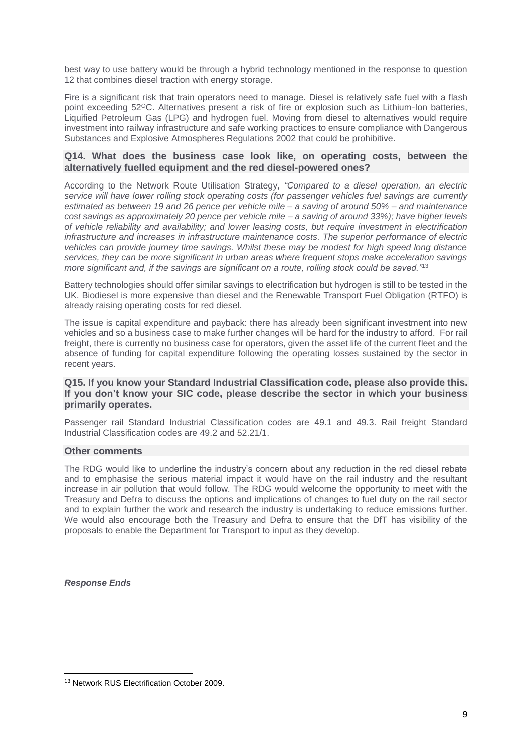best way to use battery would be through a hybrid technology mentioned in the response to question 12 that combines diesel traction with energy storage.

Fire is a significant risk that train operators need to manage. Diesel is relatively safe fuel with a flash point exceeding 52$^{O}$C. Alternatives present a risk of fire or explosion such as Lithium-Ion batteries, Liquified Petroleum Gas (LPG) and hydrogen fuel. Moving from diesel to alternatives would require investment into railway infrastructure and safe working practices to ensure compliance with Dangerous Substances and Explosive Atmospheres Regulations 2002 that could be prohibitive.

### Q14. What does the business case look like, on operating costs, between the alternatively fuelled equipment and the red diesel-powered ones?

According to the Network Route Utilisation Strategy, *"Compared to a diesel operation, an electric service will have lower rolling stock operating costs (for passenger vehicles fuel savings are currently estimated as between 19 and 26 pence per vehicle mile – a saving of around 50% – and maintenance cost savings as approximately 20 pence per vehicle mile – a saving of around 33%); have higher levels of vehicle reliability and availability; and lower leasing costs, but require investment in electrification infrastructure and increases in infrastructure maintenance costs. The superior performance of electric vehicles can provide journey time savings. Whilst these may be modest for high speed long distance services, they can be more significant in urban areas where frequent stops make acceleration savings more significant and, if the savings are significant on a route, rolling stock could be saved."*[13]

Battery technologies should offer similar savings to electrification but hydrogen is still to be tested in the UK. Biodiesel is more expensive than diesel and the Renewable Transport Fuel Obligation (RTFO) is already raising operating costs for red diesel.

The issue is capital expenditure and payback: there has already been significant investment into new vehicles and so a business case to make further changes will be hard for the industry to afford. For rail freight, there is currently no business case for operators, given the asset life of the current fleet and the absence of funding for capital expenditure following the operating losses sustained by the sector in recent years.

### Q15. If you know your Standard Industrial Classification code, please also provide this. If you don't know your SIC code, please describe the sector in which your business primarily operates.

Passenger rail Standard Industrial Classification codes are 49.1 and 49.3. Rail freight Standard Industrial Classification codes are 49.2 and 52.21/1.

### Other comments

The RDG would like to underline the industry's concern about any reduction in the red diesel rebate and to emphasise the serious material impact it would have on the rail industry and the resultant increase in air pollution that would follow. The RDG would welcome the opportunity to meet with the Treasury and Defra to discuss the options and implications of changes to fuel duty on the rail sector and to explain further the work and research the industry is undertaking to reduce emissions further. We would also encourage both the Treasury and Defra to ensure that the DfT has visibility of the proposals to enable the Department for Transport to input as they develop.

***Response Ends***

[13] Network RUS Electrification October 2009.